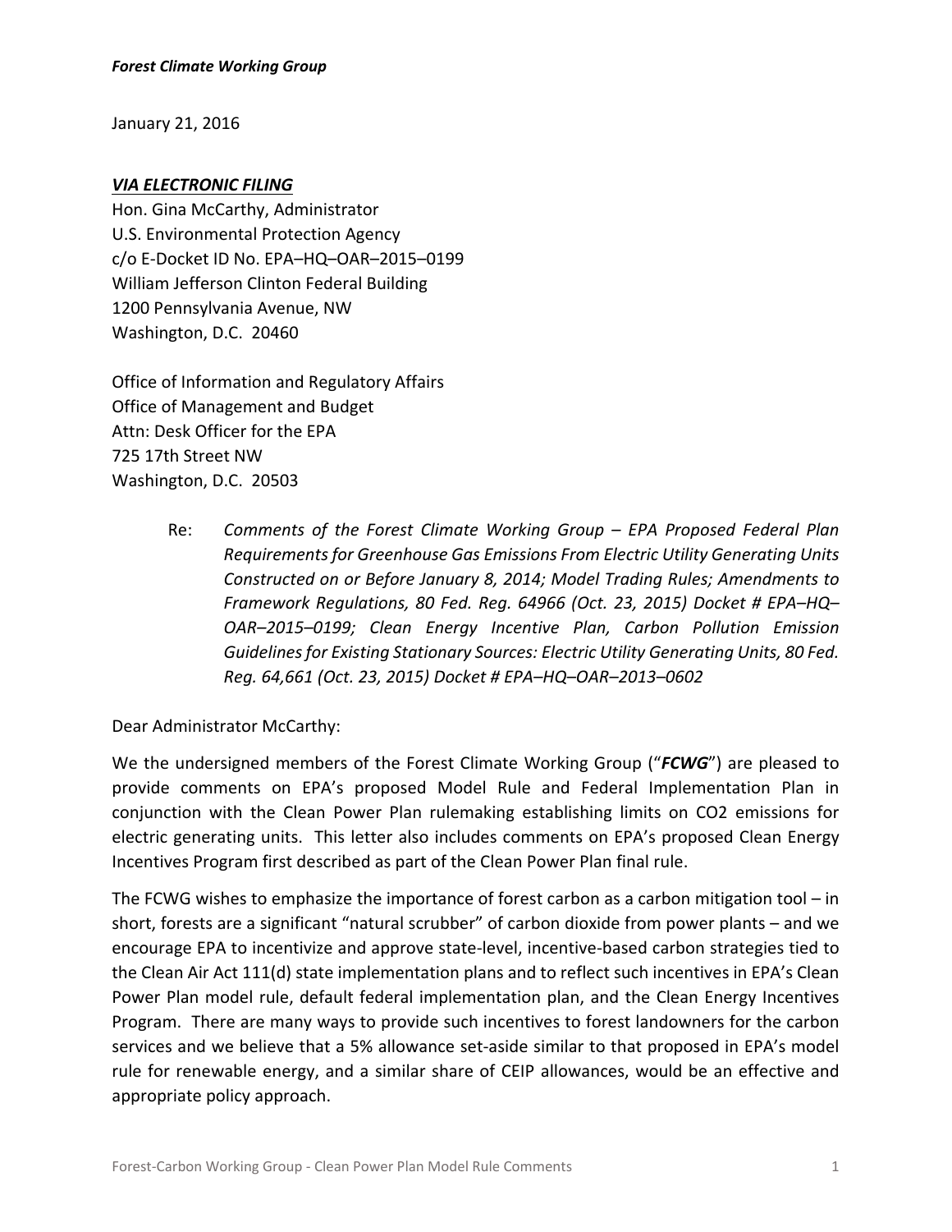***Forest Climate Working Group***

January 21, 2016

***VIA ELECTRONIC FILING***
Hon. Gina McCarthy, Administrator
U.S. Environmental Protection Agency
c/o E-Docket ID No. EPA–HQ–OAR–2015–0199
William Jefferson Clinton Federal Building
1200 Pennsylvania Avenue, NW
Washington, D.C. 20460

Office of Information and Regulatory Affairs
Office of Management and Budget
Attn: Desk Officer for the EPA
725 17th Street NW
Washington, D.C. 20503

Re: *Comments of the Forest Climate Working Group – EPA Proposed Federal Plan Requirements for Greenhouse Gas Emissions From Electric Utility Generating Units Constructed on or Before January 8, 2014; Model Trading Rules; Amendments to Framework Regulations, 80 Fed. Reg. 64966 (Oct. 23, 2015) Docket # EPA–HQ–OAR–2015–0199; Clean Energy Incentive Plan, Carbon Pollution Emission Guidelines for Existing Stationary Sources: Electric Utility Generating Units, 80 Fed. Reg. 64,661 (Oct. 23, 2015) Docket # EPA–HQ–OAR–2013–0602*

Dear Administrator McCarthy:

We the undersigned members of the Forest Climate Working Group ("***FCWG***") are pleased to provide comments on EPA's proposed Model Rule and Federal Implementation Plan in conjunction with the Clean Power Plan rulemaking establishing limits on CO2 emissions for electric generating units. This letter also includes comments on EPA's proposed Clean Energy Incentives Program first described as part of the Clean Power Plan final rule.

The FCWG wishes to emphasize the importance of forest carbon as a carbon mitigation tool – in short, forests are a significant "natural scrubber" of carbon dioxide from power plants – and we encourage EPA to incentivize and approve state-level, incentive-based carbon strategies tied to the Clean Air Act 111(d) state implementation plans and to reflect such incentives in EPA's Clean Power Plan model rule, default federal implementation plan, and the Clean Energy Incentives Program. There are many ways to provide such incentives to forest landowners for the carbon services and we believe that a 5% allowance set-aside similar to that proposed in EPA's model rule for renewable energy, and a similar share of CEIP allowances, would be an effective and appropriate policy approach.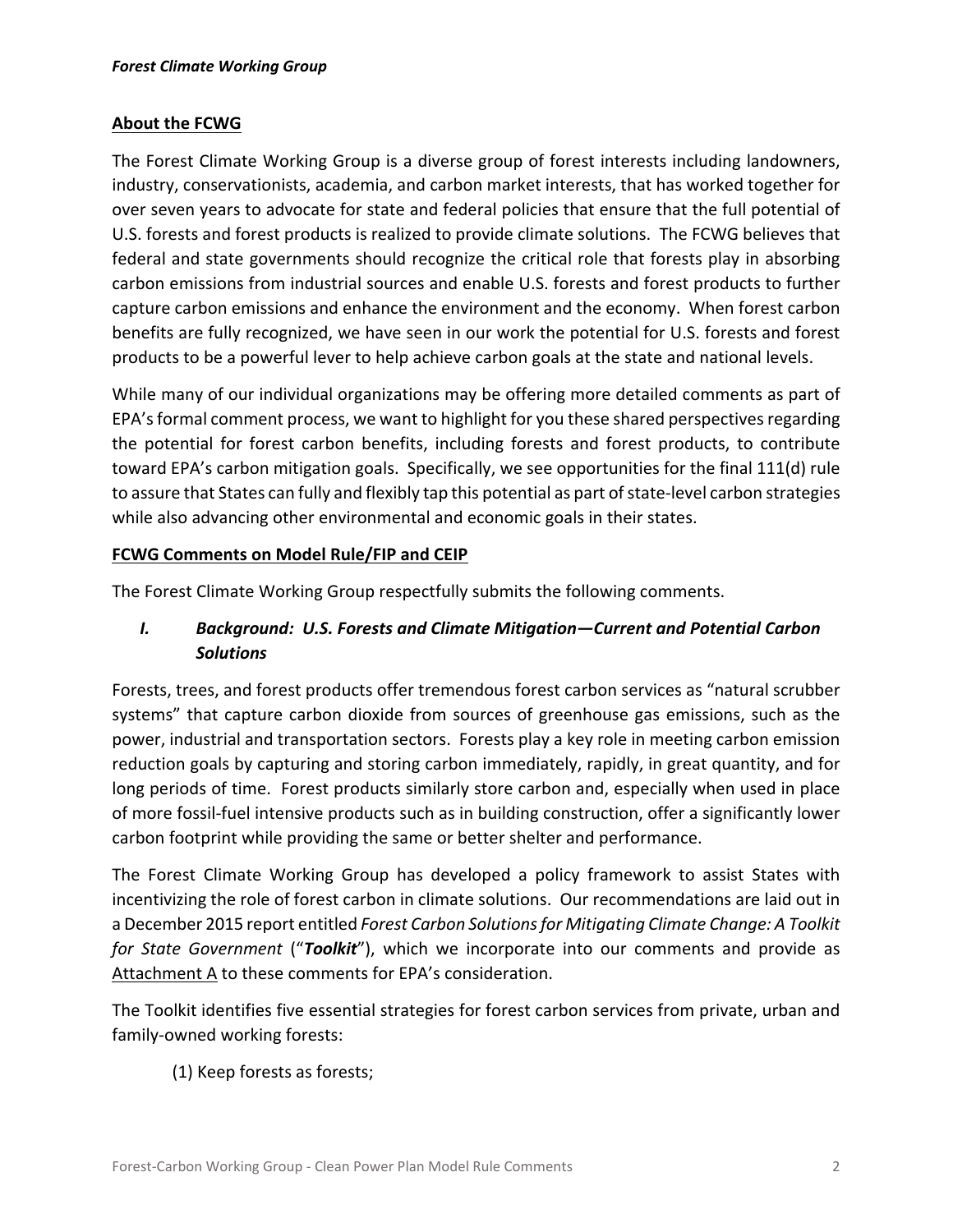## About the FCWG

The Forest Climate Working Group is a diverse group of forest interests including landowners, industry, conservationists, academia, and carbon market interests, that has worked together for over seven years to advocate for state and federal policies that ensure that the full potential of U.S. forests and forest products is realized to provide climate solutions. The FCWG believes that federal and state governments should recognize the critical role that forests play in absorbing carbon emissions from industrial sources and enable U.S. forests and forest products to further capture carbon emissions and enhance the environment and the economy. When forest carbon benefits are fully recognized, we have seen in our work the potential for U.S. forests and forest products to be a powerful lever to help achieve carbon goals at the state and national levels.

While many of our individual organizations may be offering more detailed comments as part of EPA's formal comment process, we want to highlight for you these shared perspectives regarding the potential for forest carbon benefits, including forests and forest products, to contribute toward EPA's carbon mitigation goals. Specifically, we see opportunities for the final 111(d) rule to assure that States can fully and flexibly tap this potential as part of state-level carbon strategies while also advancing other environmental and economic goals in their states.

## FCWG Comments on Model Rule/FIP and CEIP

The Forest Climate Working Group respectfully submits the following comments.

### *I. Background: U.S. Forests and Climate Mitigation—Current and Potential Carbon Solutions*

Forests, trees, and forest products offer tremendous forest carbon services as "natural scrubber systems" that capture carbon dioxide from sources of greenhouse gas emissions, such as the power, industrial and transportation sectors. Forests play a key role in meeting carbon emission reduction goals by capturing and storing carbon immediately, rapidly, in great quantity, and for long periods of time. Forest products similarly store carbon and, especially when used in place of more fossil-fuel intensive products such as in building construction, offer a significantly lower carbon footprint while providing the same or better shelter and performance.

The Forest Climate Working Group has developed a policy framework to assist States with incentivizing the role of forest carbon in climate solutions. Our recommendations are laid out in a December 2015 report entitled *Forest Carbon Solutions for Mitigating Climate Change: A Toolkit for State Government* ("***Toolkit***"), which we incorporate into our comments and provide as Attachment A to these comments for EPA's consideration.

The Toolkit identifies five essential strategies for forest carbon services from private, urban and family-owned working forests:

(1) Keep forests as forests;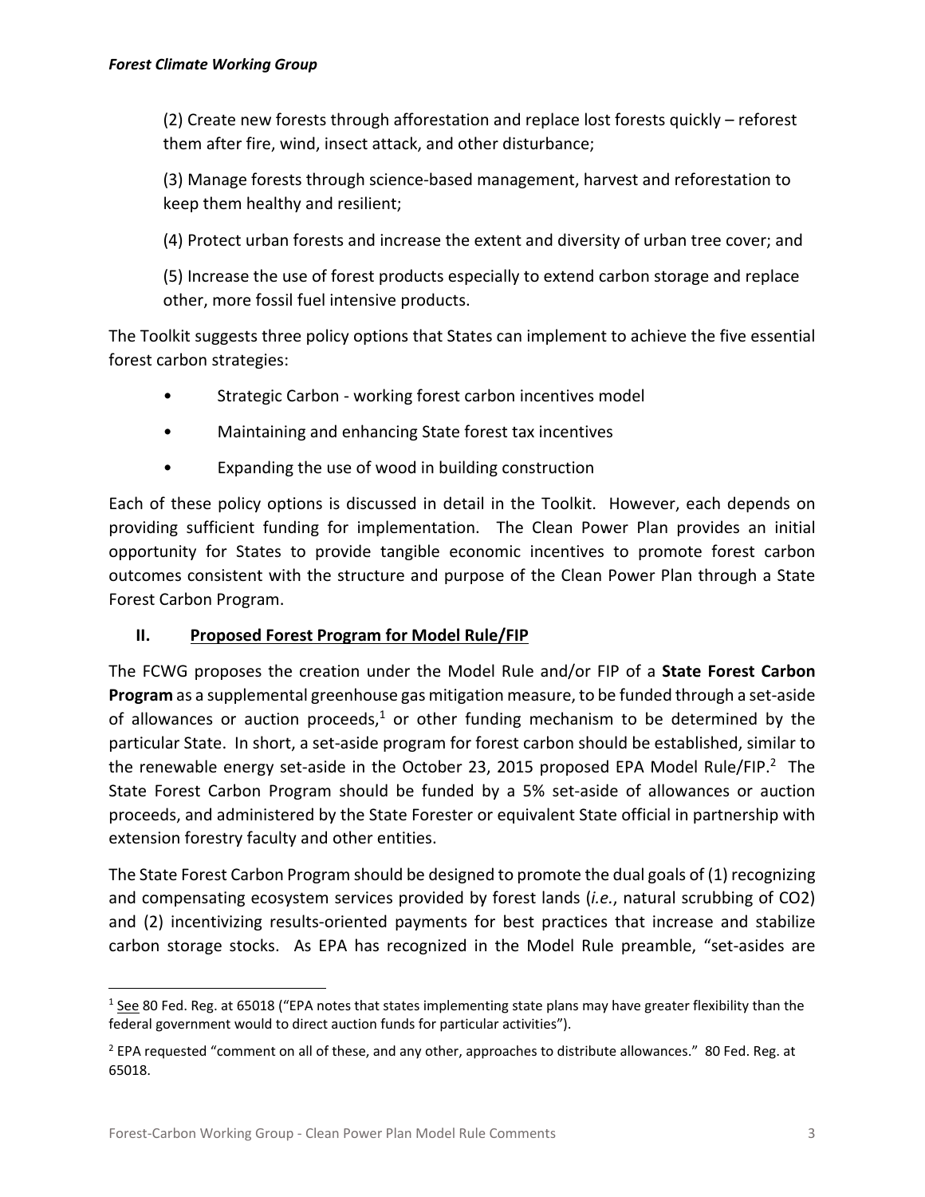(2) Create new forests through afforestation and replace lost forests quickly – reforest them after fire, wind, insect attack, and other disturbance;

(3) Manage forests through science-based management, harvest and reforestation to keep them healthy and resilient;

(4) Protect urban forests and increase the extent and diversity of urban tree cover; and

(5) Increase the use of forest products especially to extend carbon storage and replace other, more fossil fuel intensive products.

The Toolkit suggests three policy options that States can implement to achieve the five essential forest carbon strategies:

- Strategic Carbon - working forest carbon incentives model
- Maintaining and enhancing State forest tax incentives
- Expanding the use of wood in building construction

Each of these policy options is discussed in detail in the Toolkit. However, each depends on providing sufficient funding for implementation. The Clean Power Plan provides an initial opportunity for States to provide tangible economic incentives to promote forest carbon outcomes consistent with the structure and purpose of the Clean Power Plan through a State Forest Carbon Program.

## II. Proposed Forest Program for Model Rule/FIP

The FCWG proposes the creation under the Model Rule and/or FIP of a **State Forest Carbon Program** as a supplemental greenhouse gas mitigation measure, to be funded through a set-aside of allowances or auction proceeds,[1] or other funding mechanism to be determined by the particular State. In short, a set-aside program for forest carbon should be established, similar to the renewable energy set-aside in the October 23, 2015 proposed EPA Model Rule/FIP.[2] The State Forest Carbon Program should be funded by a 5% set-aside of allowances or auction proceeds, and administered by the State Forester or equivalent State official in partnership with extension forestry faculty and other entities.

The State Forest Carbon Program should be designed to promote the dual goals of (1) recognizing and compensating ecosystem services provided by forest lands (*i.e.*, natural scrubbing of $CO_2$) and (2) incentivizing results-oriented payments for best practices that increase and stabilize carbon storage stocks. As EPA has recognized in the Model Rule preamble, "set-asides are

---

[1] See 80 Fed. Reg. at 65018 ("EPA notes that states implementing state plans may have greater flexibility than the federal government would to direct auction funds for particular activities").

[2] EPA requested "comment on all of these, and any other, approaches to distribute allowances." 80 Fed. Reg. at 65018.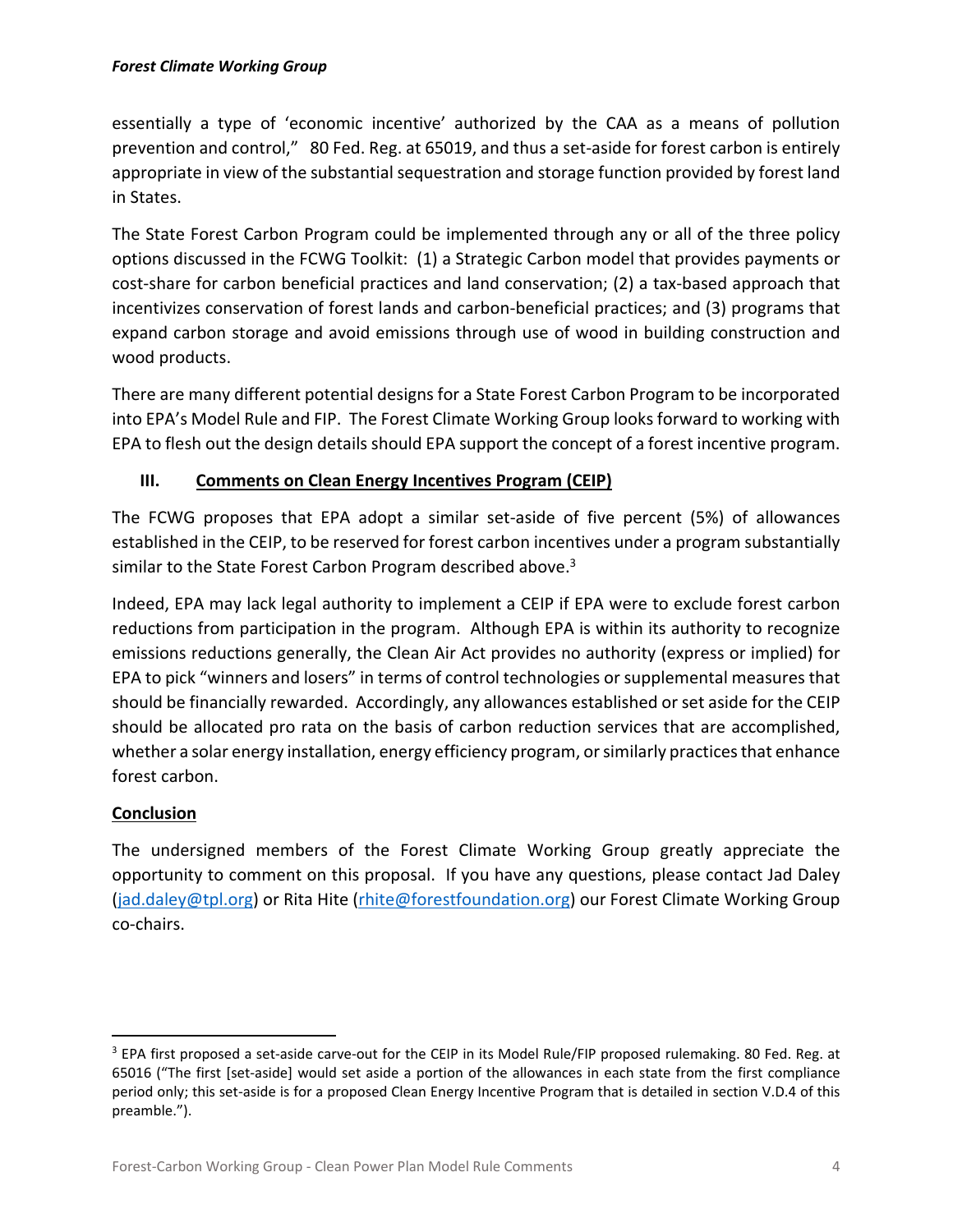essentially a type of 'economic incentive' authorized by the CAA as a means of pollution prevention and control," 80 Fed. Reg. at 65019, and thus a set-aside for forest carbon is entirely appropriate in view of the substantial sequestration and storage function provided by forest land in States.

The State Forest Carbon Program could be implemented through any or all of the three policy options discussed in the FCWG Toolkit: (1) a Strategic Carbon model that provides payments or cost-share for carbon beneficial practices and land conservation; (2) a tax-based approach that incentivizes conservation of forest lands and carbon-beneficial practices; and (3) programs that expand carbon storage and avoid emissions through use of wood in building construction and wood products.

There are many different potential designs for a State Forest Carbon Program to be incorporated into EPA's Model Rule and FIP. The Forest Climate Working Group looks forward to working with EPA to flesh out the design details should EPA support the concept of a forest incentive program.

## III. Comments on Clean Energy Incentives Program (CEIP)

The FCWG proposes that EPA adopt a similar set-aside of five percent (5%) of allowances established in the CEIP, to be reserved for forest carbon incentives under a program substantially similar to the State Forest Carbon Program described above.[3]

Indeed, EPA may lack legal authority to implement a CEIP if EPA were to exclude forest carbon reductions from participation in the program. Although EPA is within its authority to recognize emissions reductions generally, the Clean Air Act provides no authority (express or implied) for EPA to pick "winners and losers" in terms of control technologies or supplemental measures that should be financially rewarded. Accordingly, any allowances established or set aside for the CEIP should be allocated pro rata on the basis of carbon reduction services that are accomplished, whether a solar energy installation, energy efficiency program, or similarly practices that enhance forest carbon.

## Conclusion

The undersigned members of the Forest Climate Working Group greatly appreciate the opportunity to comment on this proposal. If you have any questions, please contact Jad Daley (jad.daley@tpl.org) or Rita Hite (rhite@forestfoundation.org) our Forest Climate Working Group co-chairs.

---

[3] EPA first proposed a set-aside carve-out for the CEIP in its Model Rule/FIP proposed rulemaking. 80 Fed. Reg. at 65016 ("The first [set-aside] would set aside a portion of the allowances in each state from the first compliance period only; this set-aside is for a proposed Clean Energy Incentive Program that is detailed in section V.D.4 of this preamble.").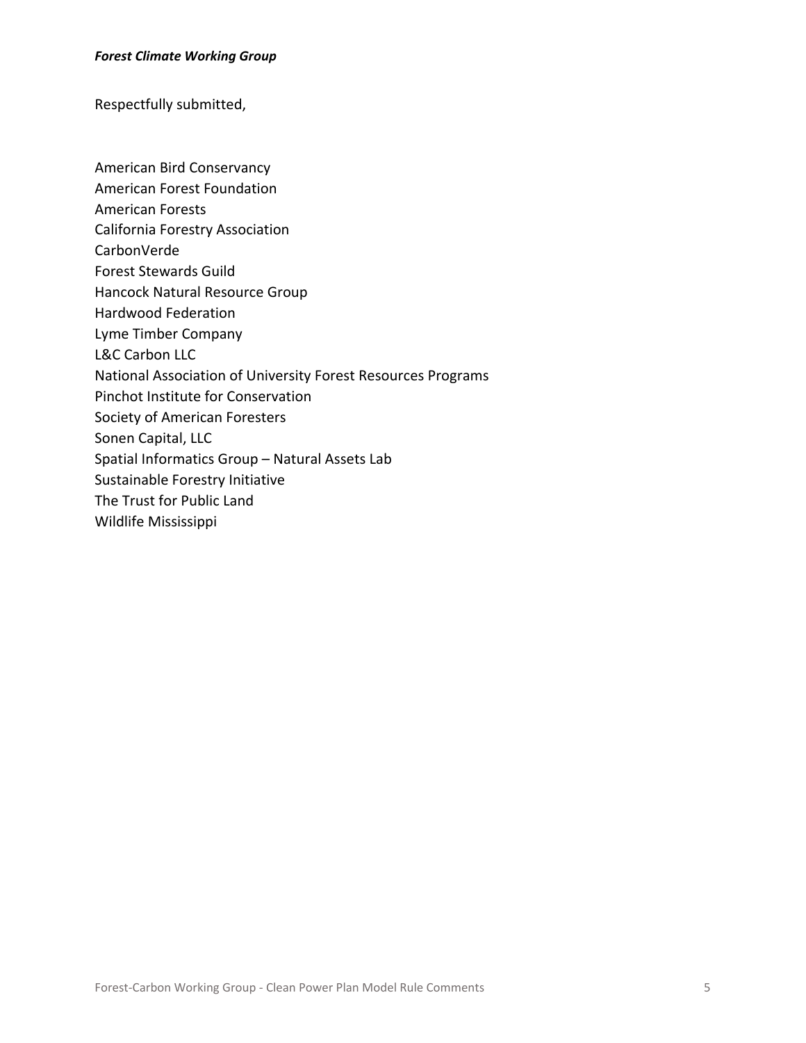***Forest Climate Working Group***

Respectfully submitted,

American Bird Conservancy
American Forest Foundation
American Forests
California Forestry Association
CarbonVerde
Forest Stewards Guild
Hancock Natural Resource Group
Hardwood Federation
Lyme Timber Company
L&C Carbon LLC
National Association of University Forest Resources Programs
Pinchot Institute for Conservation
Society of American Foresters
Sonen Capital, LLC
Spatial Informatics Group – Natural Assets Lab
Sustainable Forestry Initiative
The Trust for Public Land
Wildlife Mississippi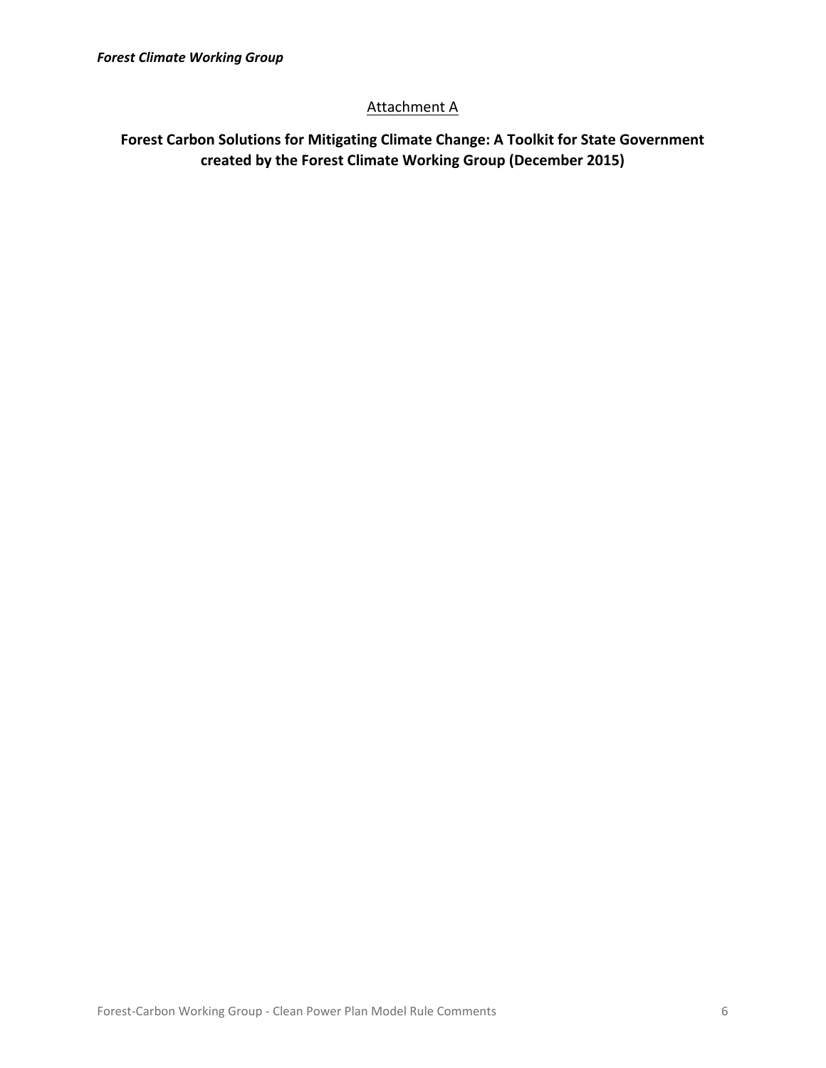## Attachment A

**Forest Carbon Solutions for Mitigating Climate Change: A Toolkit for State Government created by the Forest Climate Working Group (December 2015)**